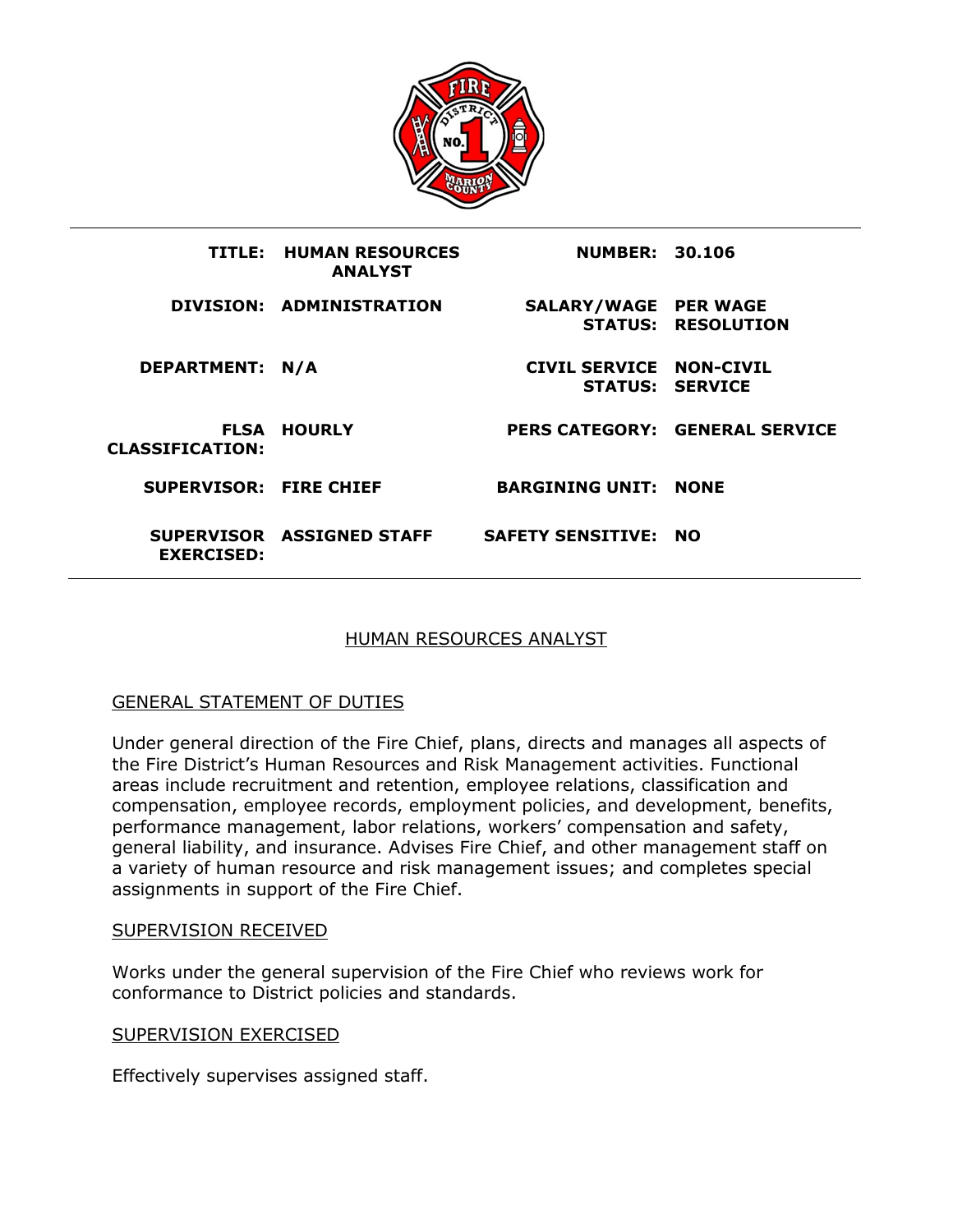| | | | |
|---|---|---|---|
| **TITLE:** | **HUMAN RESOURCES ANALYST** | **NUMBER:** | **30.106** |
| **DIVISION:** | **ADMINISTRATION** | **SALARY/WAGE STATUS:** | **PER WAGE RESOLUTION** |
| **DEPARTMENT:** | **N/A** | **CIVIL SERVICE STATUS:** | **NON-CIVIL SERVICE** |
| **FLSA CLASSIFICATION:** | **HOURLY** | **PERS CATEGORY:** | **GENERAL SERVICE** |
| **SUPERVISOR:** | **FIRE CHIEF** | **BARGINING UNIT:** | **NONE** |
| **SUPERVISOR EXERCISED:** | **ASSIGNED STAFF** | **SAFETY SENSITIVE:** | **NO** |

# HUMAN RESOURCES ANALYST

## GENERAL STATEMENT OF DUTIES

Under general direction of the Fire Chief, plans, directs and manages all aspects of the Fire District's Human Resources and Risk Management activities. Functional areas include recruitment and retention, employee relations, classification and compensation, employee records, employment policies, and development, benefits, performance management, labor relations, workers' compensation and safety, general liability, and insurance. Advises Fire Chief, and other management staff on a variety of human resource and risk management issues; and completes special assignments in support of the Fire Chief.

## SUPERVISION RECEIVED

Works under the general supervision of the Fire Chief who reviews work for conformance to District policies and standards.

## SUPERVISION EXERCISED

Effectively supervises assigned staff.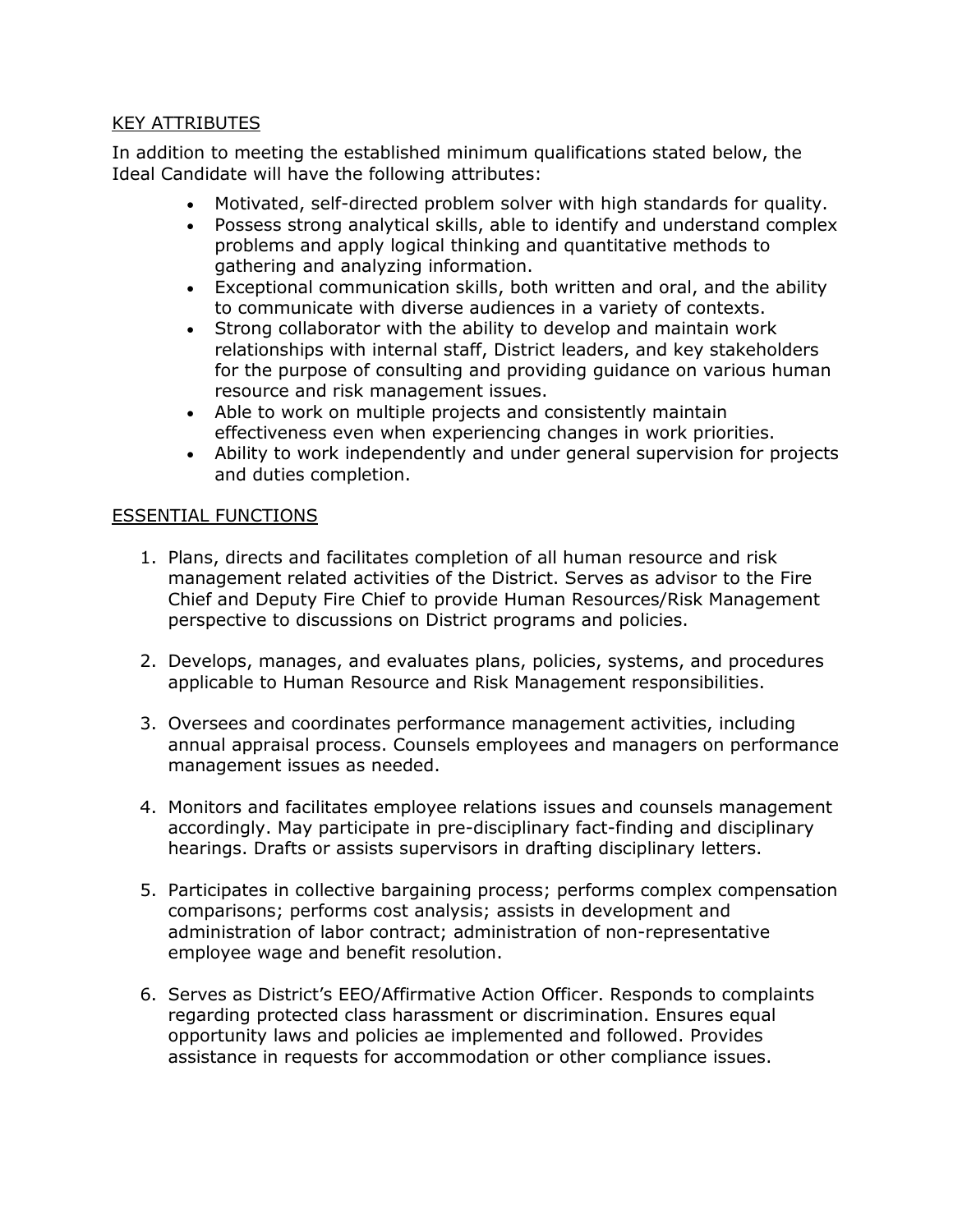## KEY ATTRIBUTES

In addition to meeting the established minimum qualifications stated below, the Ideal Candidate will have the following attributes:

- Motivated, self-directed problem solver with high standards for quality.
- Possess strong analytical skills, able to identify and understand complex problems and apply logical thinking and quantitative methods to gathering and analyzing information.
- Exceptional communication skills, both written and oral, and the ability to communicate with diverse audiences in a variety of contexts.
- Strong collaborator with the ability to develop and maintain work relationships with internal staff, District leaders, and key stakeholders for the purpose of consulting and providing guidance on various human resource and risk management issues.
- Able to work on multiple projects and consistently maintain effectiveness even when experiencing changes in work priorities.
- Ability to work independently and under general supervision for projects and duties completion.

## ESSENTIAL FUNCTIONS

1. Plans, directs and facilitates completion of all human resource and risk management related activities of the District. Serves as advisor to the Fire Chief and Deputy Fire Chief to provide Human Resources/Risk Management perspective to discussions on District programs and policies.

2. Develops, manages, and evaluates plans, policies, systems, and procedures applicable to Human Resource and Risk Management responsibilities.

3. Oversees and coordinates performance management activities, including annual appraisal process. Counsels employees and managers on performance management issues as needed.

4. Monitors and facilitates employee relations issues and counsels management accordingly. May participate in pre-disciplinary fact-finding and disciplinary hearings. Drafts or assists supervisors in drafting disciplinary letters.

5. Participates in collective bargaining process; performs complex compensation comparisons; performs cost analysis; assists in development and administration of labor contract; administration of non-representative employee wage and benefit resolution.

6. Serves as District's EEO/Affirmative Action Officer. Responds to complaints regarding protected class harassment or discrimination. Ensures equal opportunity laws and policies ae implemented and followed. Provides assistance in requests for accommodation or other compliance issues.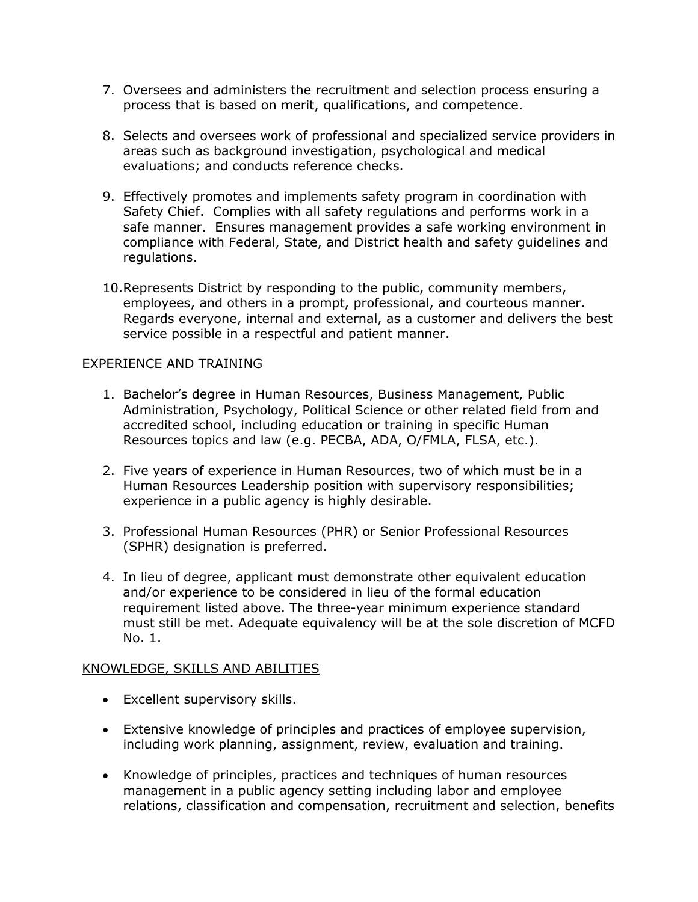7. Oversees and administers the recruitment and selection process ensuring a process that is based on merit, qualifications, and competence.

8. Selects and oversees work of professional and specialized service providers in areas such as background investigation, psychological and medical evaluations; and conducts reference checks.

9. Effectively promotes and implements safety program in coordination with Safety Chief. Complies with all safety regulations and performs work in a safe manner. Ensures management provides a safe working environment in compliance with Federal, State, and District health and safety guidelines and regulations.

10. Represents District by responding to the public, community members, employees, and others in a prompt, professional, and courteous manner. Regards everyone, internal and external, as a customer and delivers the best service possible in a respectful and patient manner.

<u>EXPERIENCE AND TRAINING</u>

1. Bachelor's degree in Human Resources, Business Management, Public Administration, Psychology, Political Science or other related field from and accredited school, including education or training in specific Human Resources topics and law (e.g. PECBA, ADA, O/FMLA, FLSA, etc.).

2. Five years of experience in Human Resources, two of which must be in a Human Resources Leadership position with supervisory responsibilities; experience in a public agency is highly desirable.

3. Professional Human Resources (PHR) or Senior Professional Resources (SPHR) designation is preferred.

4. In lieu of degree, applicant must demonstrate other equivalent education and/or experience to be considered in lieu of the formal education requirement listed above. The three-year minimum experience standard must still be met. Adequate equivalency will be at the sole discretion of MCFD No. 1.

<u>KNOWLEDGE, SKILLS AND ABILITIES</u>

- Excellent supervisory skills.

- Extensive knowledge of principles and practices of employee supervision, including work planning, assignment, review, evaluation and training.

- Knowledge of principles, practices and techniques of human resources management in a public agency setting including labor and employee relations, classification and compensation, recruitment and selection, benefits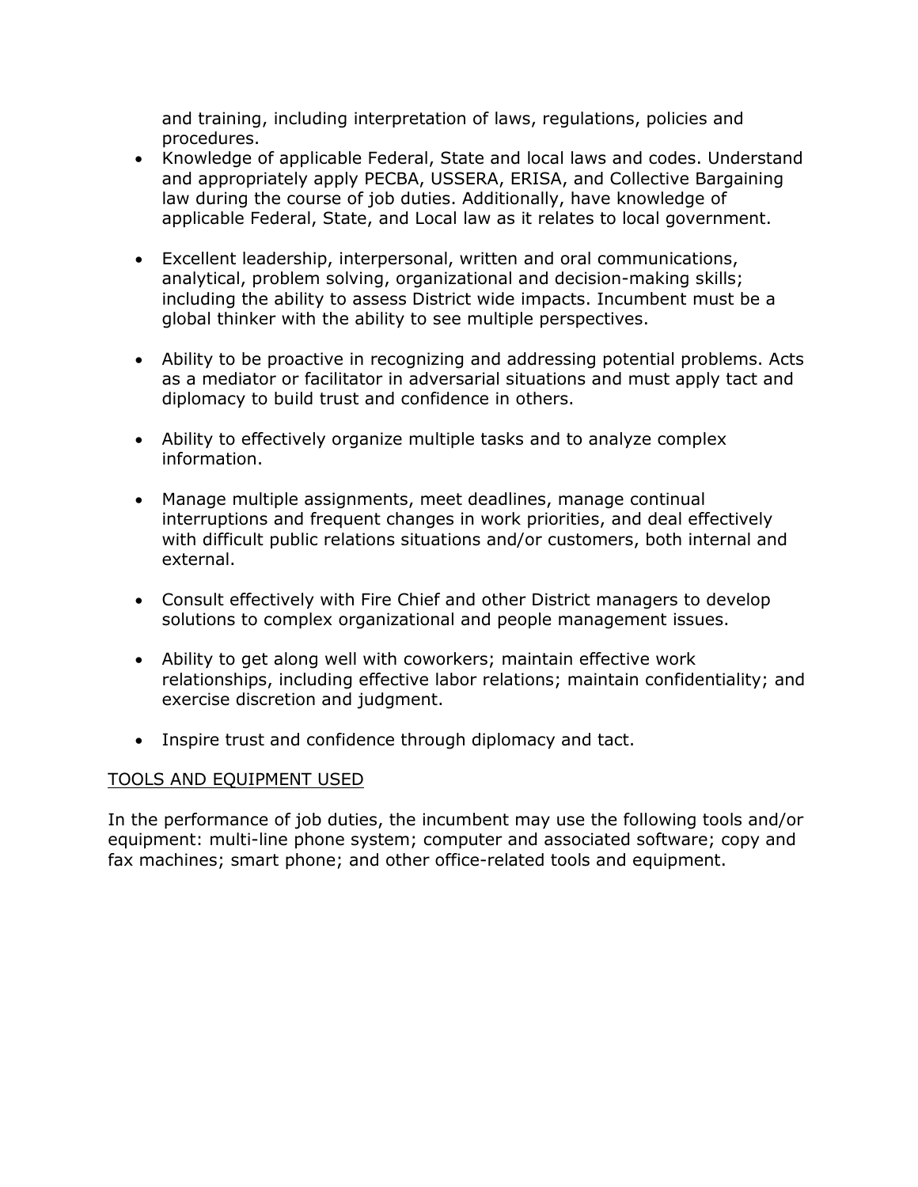and training, including interpretation of laws, regulations, policies and procedures.

- Knowledge of applicable Federal, State and local laws and codes. Understand and appropriately apply PECBA, USSERA, ERISA, and Collective Bargaining law during the course of job duties. Additionally, have knowledge of applicable Federal, State, and Local law as it relates to local government.

- Excellent leadership, interpersonal, written and oral communications, analytical, problem solving, organizational and decision-making skills; including the ability to assess District wide impacts. Incumbent must be a global thinker with the ability to see multiple perspectives.

- Ability to be proactive in recognizing and addressing potential problems. Acts as a mediator or facilitator in adversarial situations and must apply tact and diplomacy to build trust and confidence in others.

- Ability to effectively organize multiple tasks and to analyze complex information.

- Manage multiple assignments, meet deadlines, manage continual interruptions and frequent changes in work priorities, and deal effectively with difficult public relations situations and/or customers, both internal and external.

- Consult effectively with Fire Chief and other District managers to develop solutions to complex organizational and people management issues.

- Ability to get along well with coworkers; maintain effective work relationships, including effective labor relations; maintain confidentiality; and exercise discretion and judgment.

- Inspire trust and confidence through diplomacy and tact.

## TOOLS AND EQUIPMENT USED

In the performance of job duties, the incumbent may use the following tools and/or equipment: multi-line phone system; computer and associated software; copy and fax machines; smart phone; and other office-related tools and equipment.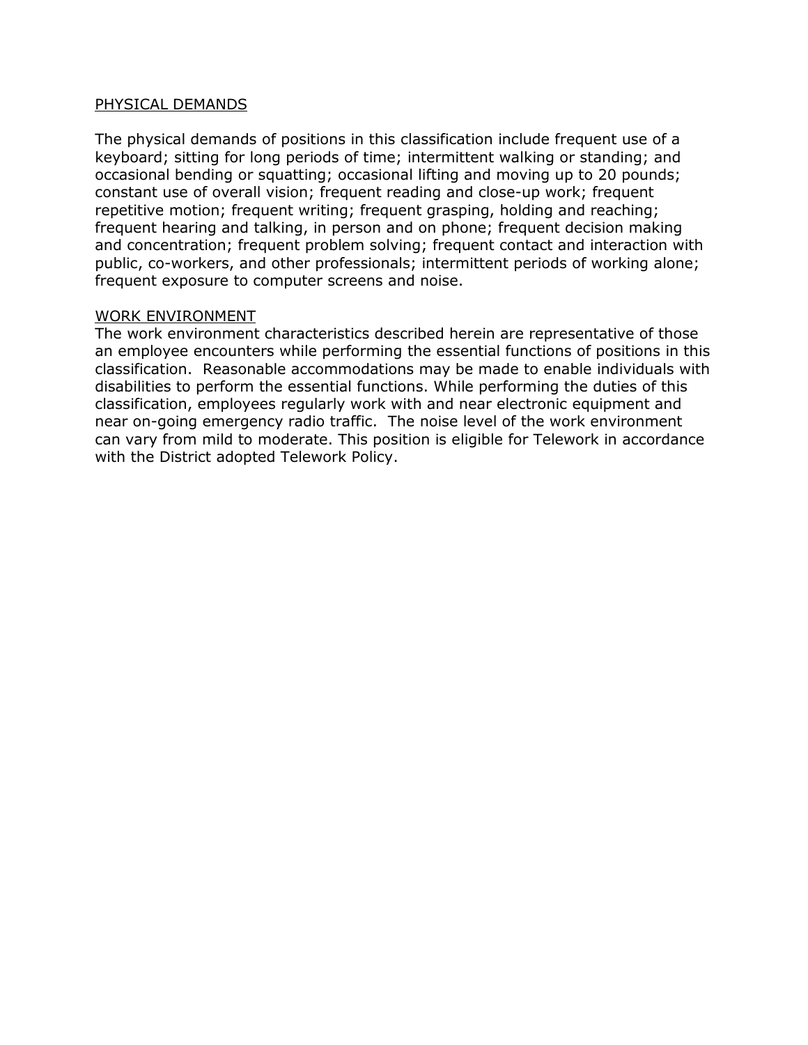## PHYSICAL DEMANDS

The physical demands of positions in this classification include frequent use of a keyboard; sitting for long periods of time; intermittent walking or standing; and occasional bending or squatting; occasional lifting and moving up to 20 pounds; constant use of overall vision; frequent reading and close-up work; frequent repetitive motion; frequent writing; frequent grasping, holding and reaching; frequent hearing and talking, in person and on phone; frequent decision making and concentration; frequent problem solving; frequent contact and interaction with public, co-workers, and other professionals; intermittent periods of working alone; frequent exposure to computer screens and noise.

## WORK ENVIRONMENT

The work environment characteristics described herein are representative of those an employee encounters while performing the essential functions of positions in this classification. Reasonable accommodations may be made to enable individuals with disabilities to perform the essential functions. While performing the duties of this classification, employees regularly work with and near electronic equipment and near on-going emergency radio traffic. The noise level of the work environment can vary from mild to moderate. This position is eligible for Telework in accordance with the District adopted Telework Policy.